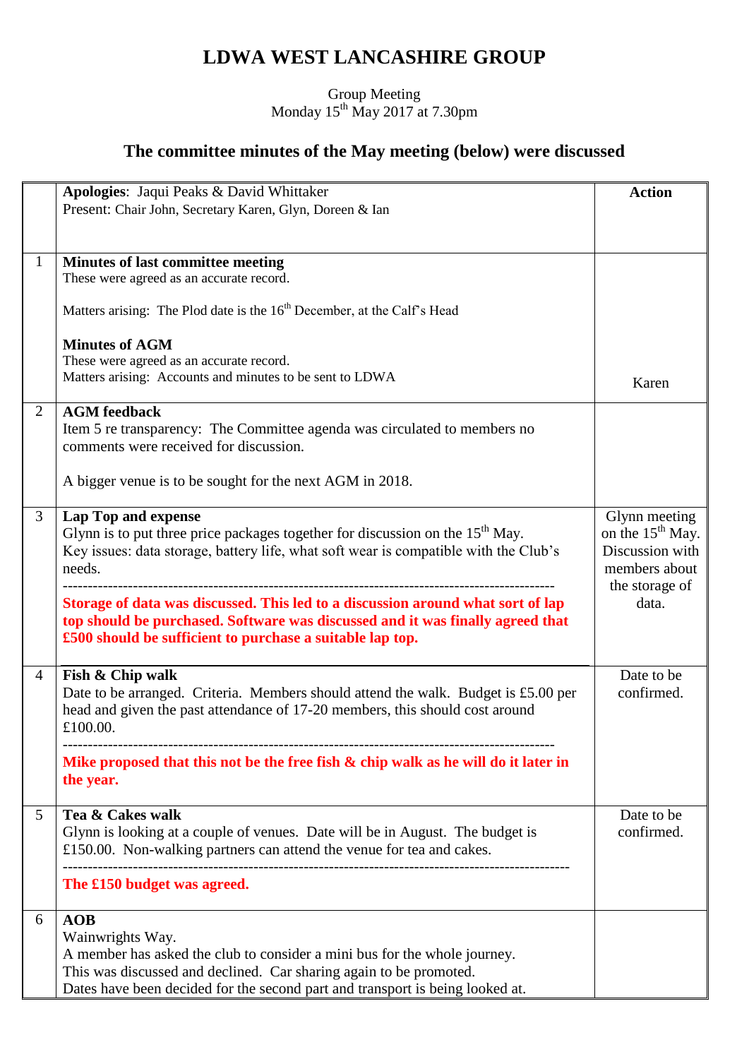# LDWA WEST LANCASHIRE GROUP

Group Meeting
Monday 15th May 2017 at 7.30pm

## The committee minutes of the May meeting (below) were discussed

| | | Action |
|---|---|---|
| | **Apologies**: Jaqui Peaks & David Whittaker<br>Present: Chair John, Secretary Karen, Glyn, Doreen & Ian | |
| 1 | **Minutes of last committee meeting**<br>These were agreed as an accurate record.<br><br>Matters arising: The Plod date is the 16th December, at the Calf's Head<br><br>**Minutes of AGM**<br>These were agreed as an accurate record.<br>Matters arising: Accounts and minutes to be sent to LDWA | Karen |
| 2 | **AGM feedback**<br>Item 5 re transparency: The Committee agenda was circulated to members no comments were received for discussion.<br><br>A bigger venue is to be sought for the next AGM in 2018. | |
| 3 | **Lap Top and expense**<br>Glynn is to put three price packages together for discussion on the 15th May.<br>Key issues: data storage, battery life, what soft wear is compatible with the Club's needs.<br>------------------------------------------------------------------------------------------------<br>**Storage of data was discussed. This led to a discussion around what sort of lap top should be purchased. Software was discussed and it was finally agreed that £500 should be sufficient to purchase a suitable lap top.** | Glynn meeting on the 15th May. Discussion with members about the storage of data. |
| 4 | **Fish & Chip walk**<br>Date to be arranged. Criteria. Members should attend the walk. Budget is £5.00 per head and given the past attendance of 17-20 members, this should cost around £100.00.<br>------------------------------------------------------------------------------------------------<br>**Mike proposed that this not be the free fish & chip walk as he will do it later in the year.** | Date to be confirmed. |
| 5 | **Tea & Cakes walk**<br>Glynn is looking at a couple of venues. Date will be in August. The budget is £150.00. Non-walking partners can attend the venue for tea and cakes.<br>------------------------------------------------------------------------------------------------<br>**The £150 budget was agreed.** | Date to be confirmed. |
| 6 | **AOB**<br>Wainwrights Way.<br>A member has asked the club to consider a mini bus for the whole journey.<br>This was discussed and declined. Car sharing again to be promoted.<br>Dates have been decided for the second part and transport is being looked at. | |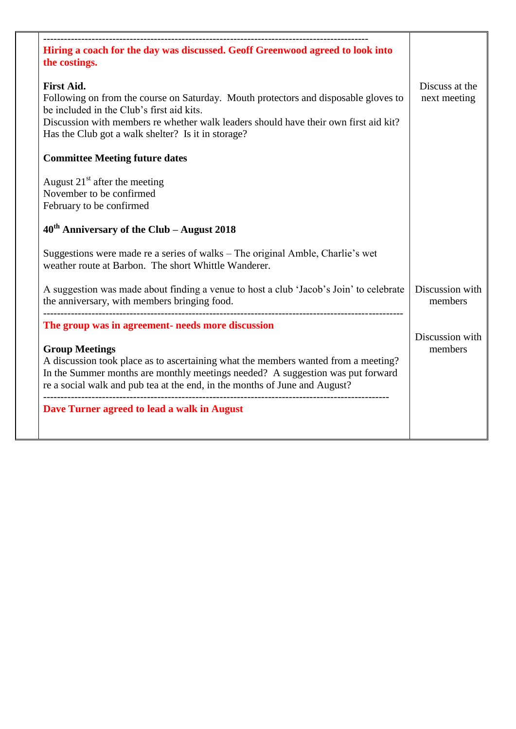| | | |
|---|---|---|
| | ------------------------------------------------------------------------------------------ **Hiring a coach for the day was discussed. Geoff Greenwood agreed to look into the costings.** | |
| | **First Aid.** Following on from the course on Saturday. Mouth protectors and disposable gloves to be included in the Club's first aid kits. Discussion with members re whether walk leaders should have their own first aid kit? Has the Club got a walk shelter? Is it in storage? | Discuss at the next meeting |
| | **Committee Meeting future dates** August 21st after the meeting November to be confirmed February to be confirmed | |
| | **40th Anniversary of the Club – August 2018** Suggestions were made re a series of walks – The original Amble, Charlie's wet weather route at Barbon. The short Whittle Wanderer. | |
| | A suggestion was made about finding a venue to host a club 'Jacob's Join' to celebrate the anniversary, with members bringing food. ------------------------------------------------------------------------------------------ **The group was in agreement- needs more discussion** | Discussion with members |
| | **Group Meetings** A discussion took place as to ascertaining what the members wanted from a meeting? In the Summer months are monthly meetings needed? A suggestion was put forward re a social walk and pub tea at the end, in the months of June and August? ------------------------------------------------------------------------------------------ **Dave Turner agreed to lead a walk in August** | Discussion with members |